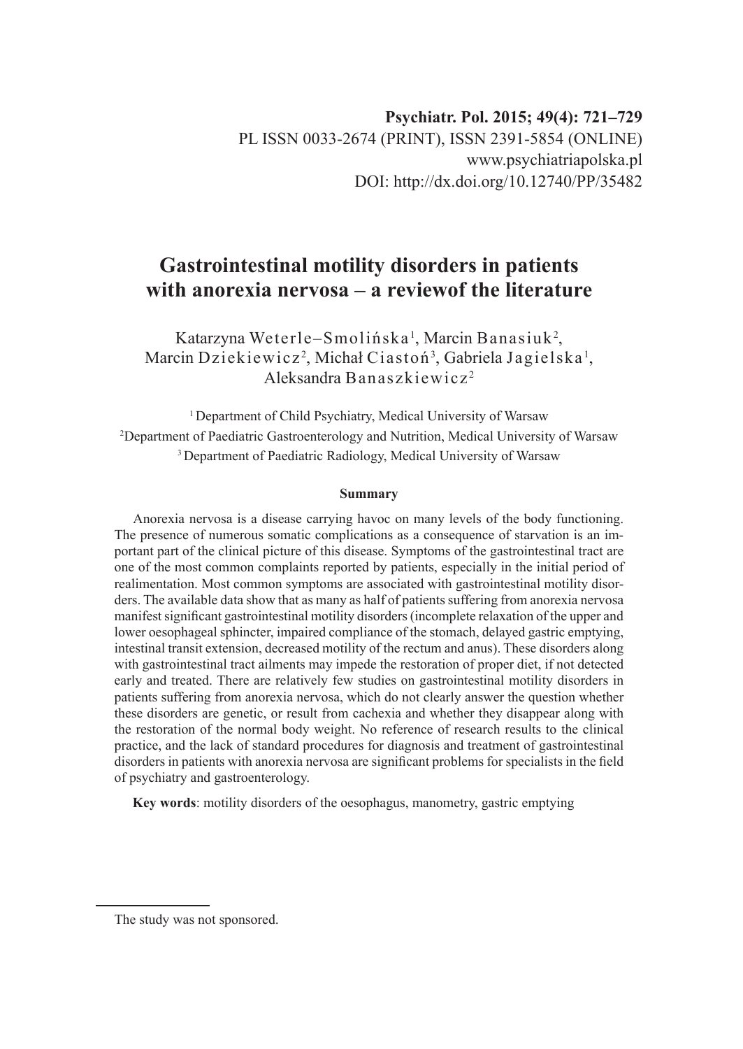**Psychiatr. Pol. 2015; 49(4): 721–729**
PL ISSN 0033-2674 (PRINT), ISSN 2391-5854 (ONLINE)
www.psychiatriapolska.pl
DOI: http://dx.doi.org/10.12740/PP/35482

# Gastrointestinal motility disorders in patients with anorexia nervosa – a reviewof the literature

Katarzyna Weterle–Smolińska[1], Marcin Banasiuk[2], Marcin Dziekiewicz[2], Michał Ciastoń[3], Gabriela Jagielska[1], Aleksandra Banaszkiewicz[2]

[1] Department of Child Psychiatry, Medical University of Warsaw
[2] Department of Paediatric Gastroenterology and Nutrition, Medical University of Warsaw
[3] Department of Paediatric Radiology, Medical University of Warsaw

**Summary**

Anorexia nervosa is a disease carrying havoc on many levels of the body functioning. The presence of numerous somatic complications as a consequence of starvation is an important part of the clinical picture of this disease. Symptoms of the gastrointestinal tract are one of the most common complaints reported by patients, especially in the initial period of realimentation. Most common symptoms are associated with gastrointestinal motility disorders. The available data show that as many as half of patients suffering from anorexia nervosa manifest significant gastrointestinal motility disorders (incomplete relaxation of the upper and lower oesophageal sphincter, impaired compliance of the stomach, delayed gastric emptying, intestinal transit extension, decreased motility of the rectum and anus). These disorders along with gastrointestinal tract ailments may impede the restoration of proper diet, if not detected early and treated. There are relatively few studies on gastrointestinal motility disorders in patients suffering from anorexia nervosa, which do not clearly answer the question whether these disorders are genetic, or result from cachexia and whether they disappear along with the restoration of the normal body weight. No reference of research results to the clinical practice, and the lack of standard procedures for diagnosis and treatment of gastrointestinal disorders in patients with anorexia nervosa are significant problems for specialists in the field of psychiatry and gastroenterology.

**Key words**: motility disorders of the oesophagus, manometry, gastric emptying

---

The study was not sponsored.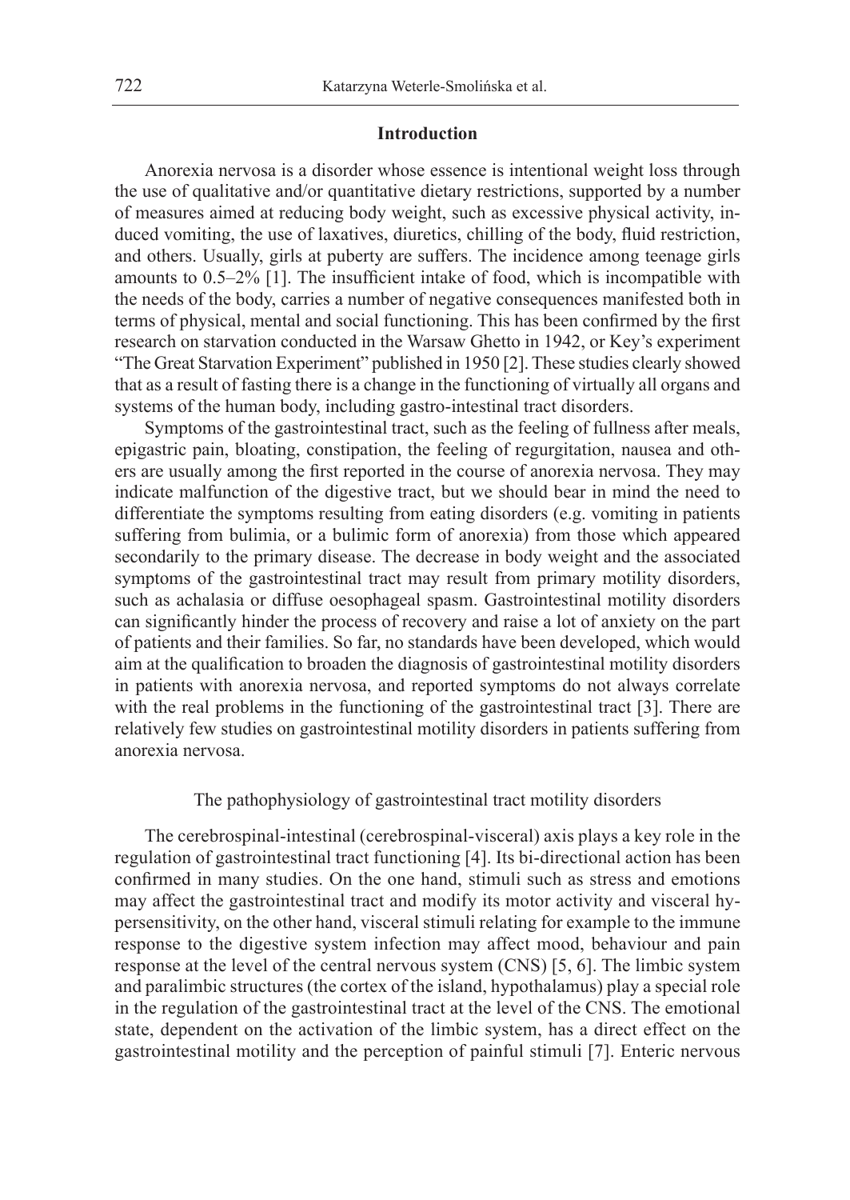## Introduction

Anorexia nervosa is a disorder whose essence is intentional weight loss through the use of qualitative and/or quantitative dietary restrictions, supported by a number of measures aimed at reducing body weight, such as excessive physical activity, induced vomiting, the use of laxatives, diuretics, chilling of the body, fluid restriction, and others. Usually, girls at puberty are suffers. The incidence among teenage girls amounts to 0.5–2% [1]. The insufficient intake of food, which is incompatible with the needs of the body, carries a number of negative consequences manifested both in terms of physical, mental and social functioning. This has been confirmed by the first research on starvation conducted in the Warsaw Ghetto in 1942, or Key's experiment "The Great Starvation Experiment" published in 1950 [2]. These studies clearly showed that as a result of fasting there is a change in the functioning of virtually all organs and systems of the human body, including gastro-intestinal tract disorders.

Symptoms of the gastrointestinal tract, such as the feeling of fullness after meals, epigastric pain, bloating, constipation, the feeling of regurgitation, nausea and others are usually among the first reported in the course of anorexia nervosa. They may indicate malfunction of the digestive tract, but we should bear in mind the need to differentiate the symptoms resulting from eating disorders (e.g. vomiting in patients suffering from bulimia, or a bulimic form of anorexia) from those which appeared secondarily to the primary disease. The decrease in body weight and the associated symptoms of the gastrointestinal tract may result from primary motility disorders, such as achalasia or diffuse oesophageal spasm. Gastrointestinal motility disorders can significantly hinder the process of recovery and raise a lot of anxiety on the part of patients and their families. So far, no standards have been developed, which would aim at the qualification to broaden the diagnosis of gastrointestinal motility disorders in patients with anorexia nervosa, and reported symptoms do not always correlate with the real problems in the functioning of the gastrointestinal tract [3]. There are relatively few studies on gastrointestinal motility disorders in patients suffering from anorexia nervosa.

### The pathophysiology of gastrointestinal tract motility disorders

The cerebrospinal-intestinal (cerebrospinal-visceral) axis plays a key role in the regulation of gastrointestinal tract functioning [4]. Its bi-directional action has been confirmed in many studies. On the one hand, stimuli such as stress and emotions may affect the gastrointestinal tract and modify its motor activity and visceral hypersensitivity, on the other hand, visceral stimuli relating for example to the immune response to the digestive system infection may affect mood, behaviour and pain response at the level of the central nervous system (CNS) [5, 6]. The limbic system and paralimbic structures (the cortex of the island, hypothalamus) play a special role in the regulation of the gastrointestinal tract at the level of the CNS. The emotional state, dependent on the activation of the limbic system, has a direct effect on the gastrointestinal motility and the perception of painful stimuli [7]. Enteric nervous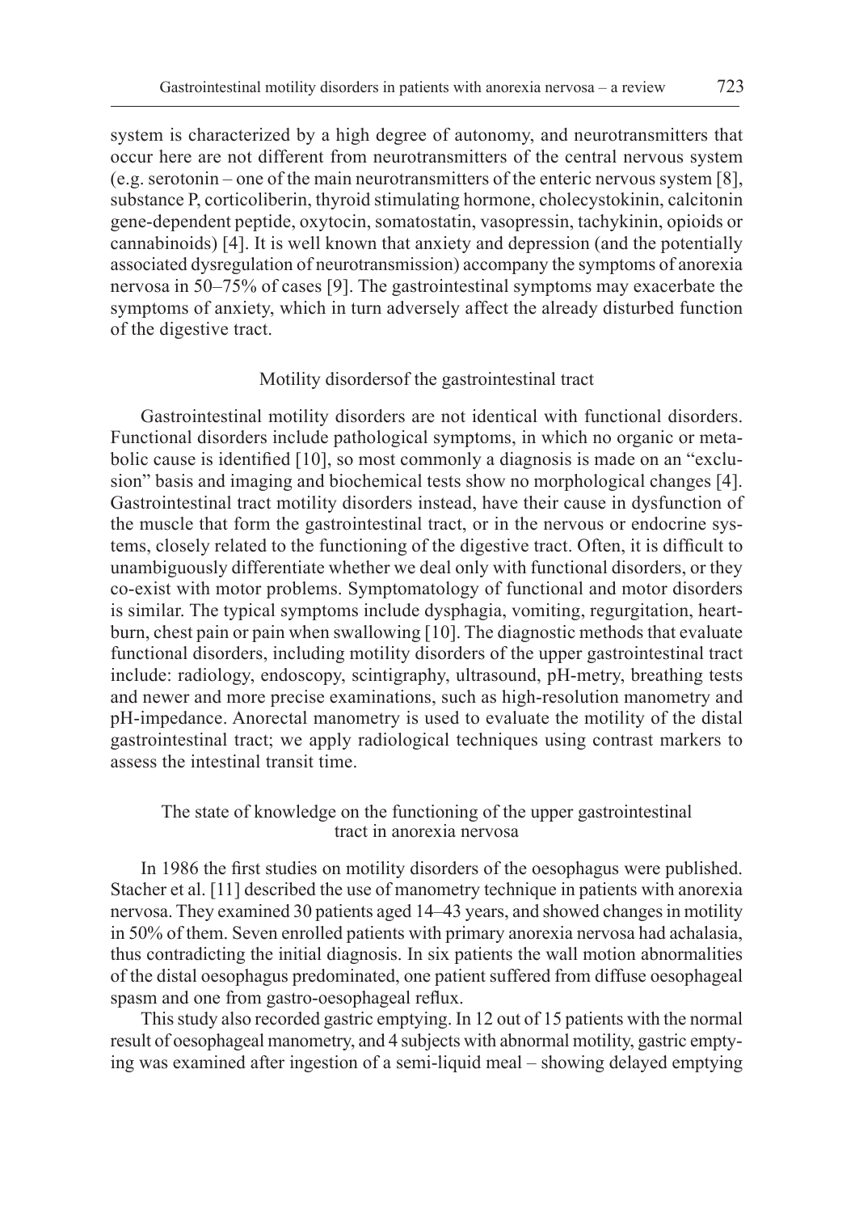system is characterized by a high degree of autonomy, and neurotransmitters that occur here are not different from neurotransmitters of the central nervous system (e.g. serotonin – one of the main neurotransmitters of the enteric nervous system [8], substance P, corticoliberin, thyroid stimulating hormone, cholecystokinin, calcitonin gene-dependent peptide, oxytocin, somatostatin, vasopressin, tachykinin, opioids or cannabinoids) [4]. It is well known that anxiety and depression (and the potentially associated dysregulation of neurotransmission) accompany the symptoms of anorexia nervosa in 50–75% of cases [9]. The gastrointestinal symptoms may exacerbate the symptoms of anxiety, which in turn adversely affect the already disturbed function of the digestive tract.

## Motility disordersof the gastrointestinal tract

Gastrointestinal motility disorders are not identical with functional disorders. Functional disorders include pathological symptoms, in which no organic or metabolic cause is identified [10], so most commonly a diagnosis is made on an "exclusion" basis and imaging and biochemical tests show no morphological changes [4]. Gastrointestinal tract motility disorders instead, have their cause in dysfunction of the muscle that form the gastrointestinal tract, or in the nervous or endocrine systems, closely related to the functioning of the digestive tract. Often, it is difficult to unambiguously differentiate whether we deal only with functional disorders, or they co-exist with motor problems. Symptomatology of functional and motor disorders is similar. The typical symptoms include dysphagia, vomiting, regurgitation, heartburn, chest pain or pain when swallowing [10]. The diagnostic methods that evaluate functional disorders, including motility disorders of the upper gastrointestinal tract include: radiology, endoscopy, scintigraphy, ultrasound, pH-metry, breathing tests and newer and more precise examinations, such as high-resolution manometry and pH-impedance. Anorectal manometry is used to evaluate the motility of the distal gastrointestinal tract; we apply radiological techniques using contrast markers to assess the intestinal transit time.

## The state of knowledge on the functioning of the upper gastrointestinal tract in anorexia nervosa

In 1986 the first studies on motility disorders of the oesophagus were published. Stacher et al. [11] described the use of manometry technique in patients with anorexia nervosa. They examined 30 patients aged 14–43 years, and showed changes in motility in 50% of them. Seven enrolled patients with primary anorexia nervosa had achalasia, thus contradicting the initial diagnosis. In six patients the wall motion abnormalities of the distal oesophagus predominated, one patient suffered from diffuse oesophageal spasm and one from gastro-oesophageal reflux.

This study also recorded gastric emptying. In 12 out of 15 patients with the normal result of oesophageal manometry, and 4 subjects with abnormal motility, gastric emptying was examined after ingestion of a semi-liquid meal – showing delayed emptying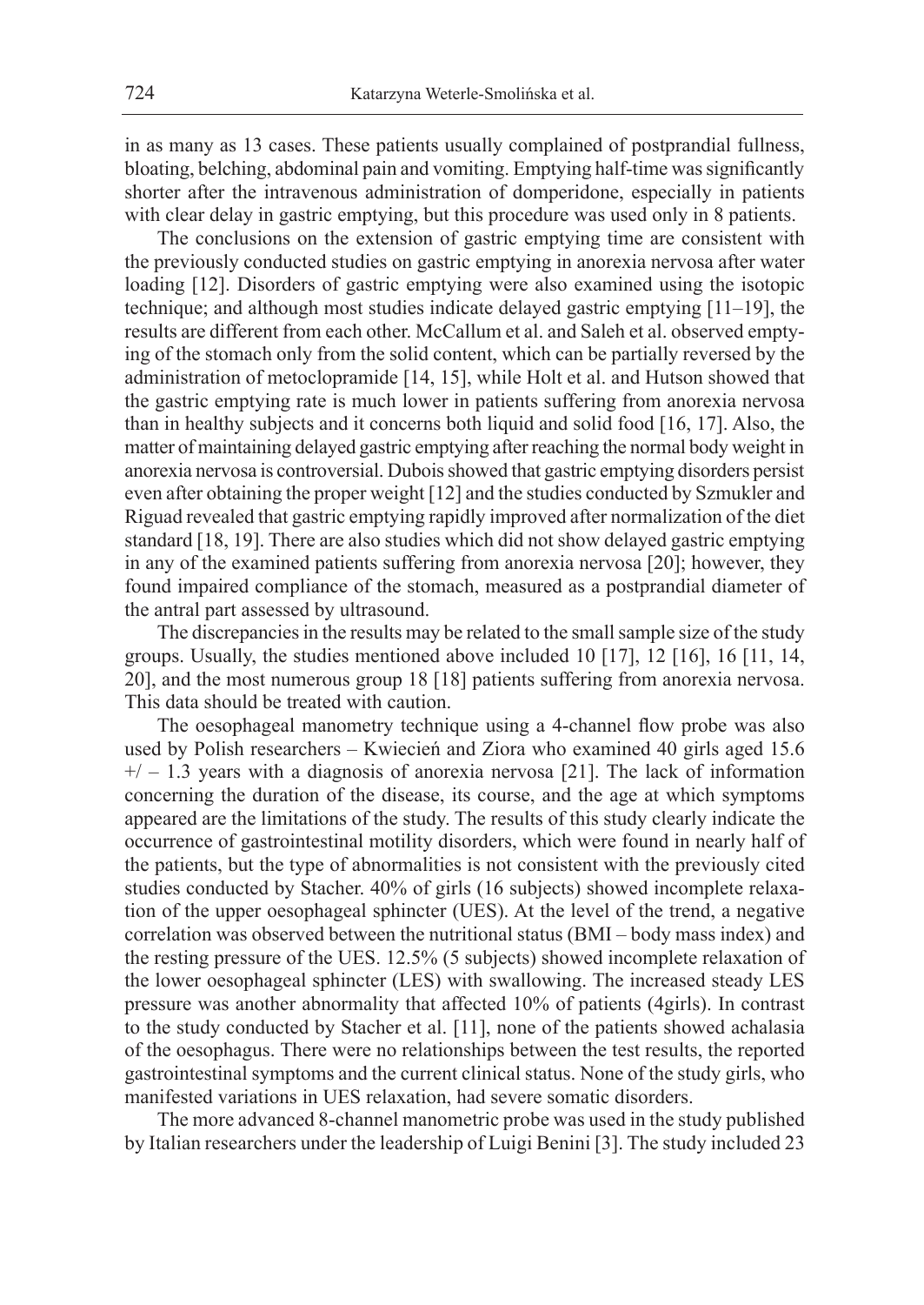in as many as 13 cases. These patients usually complained of postprandial fullness, bloating, belching, abdominal pain and vomiting. Emptying half-time was significantly shorter after the intravenous administration of domperidone, especially in patients with clear delay in gastric emptying, but this procedure was used only in 8 patients.

The conclusions on the extension of gastric emptying time are consistent with the previously conducted studies on gastric emptying in anorexia nervosa after water loading [12]. Disorders of gastric emptying were also examined using the isotopic technique; and although most studies indicate delayed gastric emptying [11–19], the results are different from each other. McCallum et al. and Saleh et al. observed emptying of the stomach only from the solid content, which can be partially reversed by the administration of metoclopramide [14, 15], while Holt et al. and Hutson showed that the gastric emptying rate is much lower in patients suffering from anorexia nervosa than in healthy subjects and it concerns both liquid and solid food [16, 17]. Also, the matter of maintaining delayed gastric emptying after reaching the normal body weight in anorexia nervosa is controversial. Dubois showed that gastric emptying disorders persist even after obtaining the proper weight [12] and the studies conducted by Szmukler and Riguad revealed that gastric emptying rapidly improved after normalization of the diet standard [18, 19]. There are also studies which did not show delayed gastric emptying in any of the examined patients suffering from anorexia nervosa [20]; however, they found impaired compliance of the stomach, measured as a postprandial diameter of the antral part assessed by ultrasound.

The discrepancies in the results may be related to the small sample size of the study groups. Usually, the studies mentioned above included 10 [17], 12 [16], 16 [11, 14, 20], and the most numerous group 18 [18] patients suffering from anorexia nervosa. This data should be treated with caution.

The oesophageal manometry technique using a 4-channel flow probe was also used by Polish researchers – Kwiecień and Ziora who examined 40 girls aged 15.6 +/ – 1.3 years with a diagnosis of anorexia nervosa [21]. The lack of information concerning the duration of the disease, its course, and the age at which symptoms appeared are the limitations of the study. The results of this study clearly indicate the occurrence of gastrointestinal motility disorders, which were found in nearly half of the patients, but the type of abnormalities is not consistent with the previously cited studies conducted by Stacher. 40% of girls (16 subjects) showed incomplete relaxation of the upper oesophageal sphincter (UES). At the level of the trend, a negative correlation was observed between the nutritional status (BMI – body mass index) and the resting pressure of the UES. 12.5% (5 subjects) showed incomplete relaxation of the lower oesophageal sphincter (LES) with swallowing. The increased steady LES pressure was another abnormality that affected 10% of patients (4girls). In contrast to the study conducted by Stacher et al. [11], none of the patients showed achalasia of the oesophagus. There were no relationships between the test results, the reported gastrointestinal symptoms and the current clinical status. None of the study girls, who manifested variations in UES relaxation, had severe somatic disorders.

The more advanced 8-channel manometric probe was used in the study published by Italian researchers under the leadership of Luigi Benini [3]. The study included 23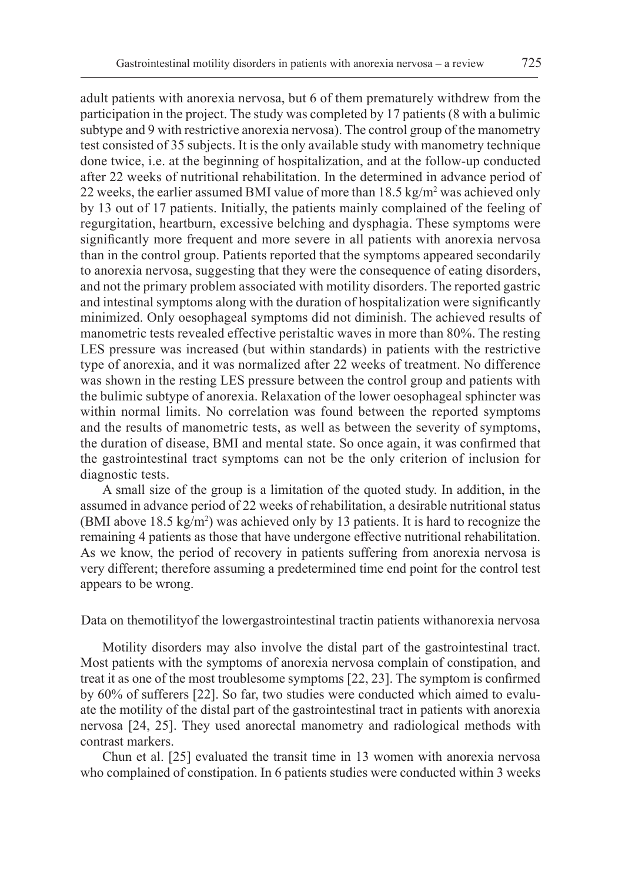adult patients with anorexia nervosa, but 6 of them prematurely withdrew from the participation in the project. The study was completed by 17 patients (8 with a bulimic subtype and 9 with restrictive anorexia nervosa). The control group of the manometry test consisted of 35 subjects. It is the only available study with manometry technique done twice, i.e. at the beginning of hospitalization, and at the follow-up conducted after 22 weeks of nutritional rehabilitation. In the determined in advance period of 22 weeks, the earlier assumed BMI value of more than 18.5 kg/m$^2$ was achieved only by 13 out of 17 patients. Initially, the patients mainly complained of the feeling of regurgitation, heartburn, excessive belching and dysphagia. These symptoms were significantly more frequent and more severe in all patients with anorexia nervosa than in the control group. Patients reported that the symptoms appeared secondarily to anorexia nervosa, suggesting that they were the consequence of eating disorders, and not the primary problem associated with motility disorders. The reported gastric and intestinal symptoms along with the duration of hospitalization were significantly minimized. Only oesophageal symptoms did not diminish. The achieved results of manometric tests revealed effective peristaltic waves in more than 80%. The resting LES pressure was increased (but within standards) in patients with the restrictive type of anorexia, and it was normalized after 22 weeks of treatment. No difference was shown in the resting LES pressure between the control group and patients with the bulimic subtype of anorexia. Relaxation of the lower oesophageal sphincter was within normal limits. No correlation was found between the reported symptoms and the results of manometric tests, as well as between the severity of symptoms, the duration of disease, BMI and mental state. So once again, it was confirmed that the gastrointestinal tract symptoms can not be the only criterion of inclusion for diagnostic tests.

A small size of the group is a limitation of the quoted study. In addition, in the assumed in advance period of 22 weeks of rehabilitation, a desirable nutritional status (BMI above 18.5 kg/m$^2$) was achieved only by 13 patients. It is hard to recognize the remaining 4 patients as those that have undergone effective nutritional rehabilitation. As we know, the period of recovery in patients suffering from anorexia nervosa is very different; therefore assuming a predetermined time end point for the control test appears to be wrong.

## Data on the motility of the lower gastrointestinal tract in patients with anorexia nervosa

Motility disorders may also involve the distal part of the gastrointestinal tract. Most patients with the symptoms of anorexia nervosa complain of constipation, and treat it as one of the most troublesome symptoms [22, 23]. The symptom is confirmed by 60% of sufferers [22]. So far, two studies were conducted which aimed to evaluate the motility of the distal part of the gastrointestinal tract in patients with anorexia nervosa [24, 25]. They used anorectal manometry and radiological methods with contrast markers.

Chun et al. [25] evaluated the transit time in 13 women with anorexia nervosa who complained of constipation. In 6 patients studies were conducted within 3 weeks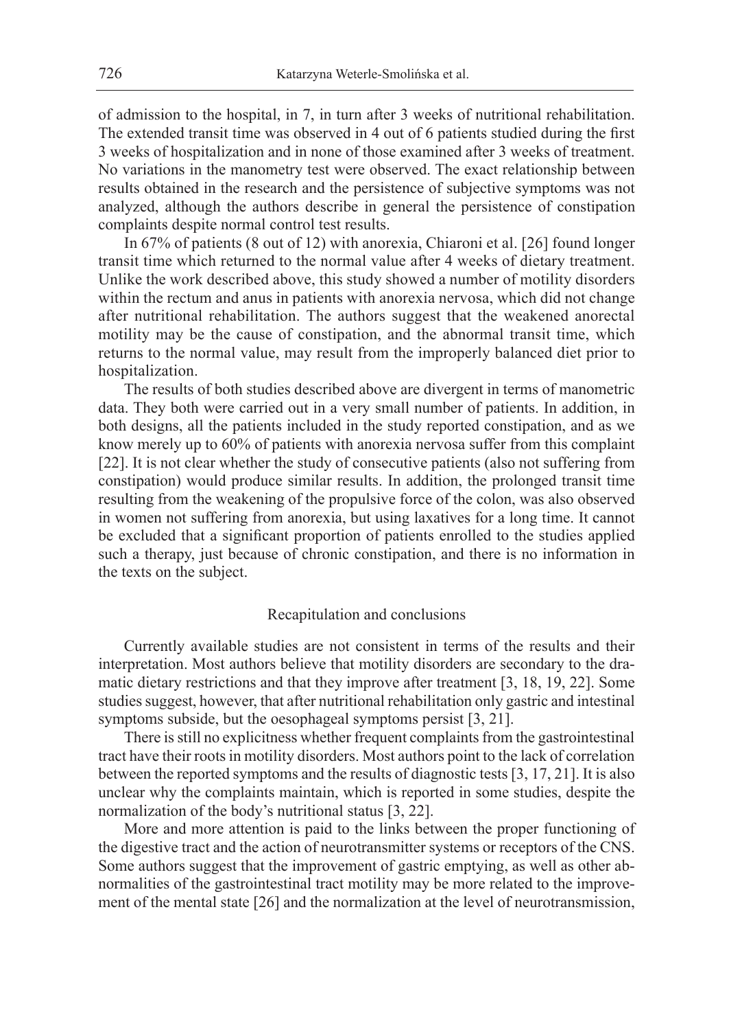of admission to the hospital, in 7, in turn after 3 weeks of nutritional rehabilitation. The extended transit time was observed in 4 out of 6 patients studied during the first 3 weeks of hospitalization and in none of those examined after 3 weeks of treatment. No variations in the manometry test were observed. The exact relationship between results obtained in the research and the persistence of subjective symptoms was not analyzed, although the authors describe in general the persistence of constipation complaints despite normal control test results.

In 67% of patients (8 out of 12) with anorexia, Chiaroni et al. [26] found longer transit time which returned to the normal value after 4 weeks of dietary treatment. Unlike the work described above, this study showed a number of motility disorders within the rectum and anus in patients with anorexia nervosa, which did not change after nutritional rehabilitation. The authors suggest that the weakened anorectal motility may be the cause of constipation, and the abnormal transit time, which returns to the normal value, may result from the improperly balanced diet prior to hospitalization.

The results of both studies described above are divergent in terms of manometric data. They both were carried out in a very small number of patients. In addition, in both designs, all the patients included in the study reported constipation, and as we know merely up to 60% of patients with anorexia nervosa suffer from this complaint [22]. It is not clear whether the study of consecutive patients (also not suffering from constipation) would produce similar results. In addition, the prolonged transit time resulting from the weakening of the propulsive force of the colon, was also observed in women not suffering from anorexia, but using laxatives for a long time. It cannot be excluded that a significant proportion of patients enrolled to the studies applied such a therapy, just because of chronic constipation, and there is no information in the texts on the subject.

## Recapitulation and conclusions

Currently available studies are not consistent in terms of the results and their interpretation. Most authors believe that motility disorders are secondary to the dramatic dietary restrictions and that they improve after treatment [3, 18, 19, 22]. Some studies suggest, however, that after nutritional rehabilitation only gastric and intestinal symptoms subside, but the oesophageal symptoms persist [3, 21].

There is still no explicitness whether frequent complaints from the gastrointestinal tract have their roots in motility disorders. Most authors point to the lack of correlation between the reported symptoms and the results of diagnostic tests [3, 17, 21]. It is also unclear why the complaints maintain, which is reported in some studies, despite the normalization of the body's nutritional status [3, 22].

More and more attention is paid to the links between the proper functioning of the digestive tract and the action of neurotransmitter systems or receptors of the CNS. Some authors suggest that the improvement of gastric emptying, as well as other abnormalities of the gastrointestinal tract motility may be more related to the improvement of the mental state [26] and the normalization at the level of neurotransmission,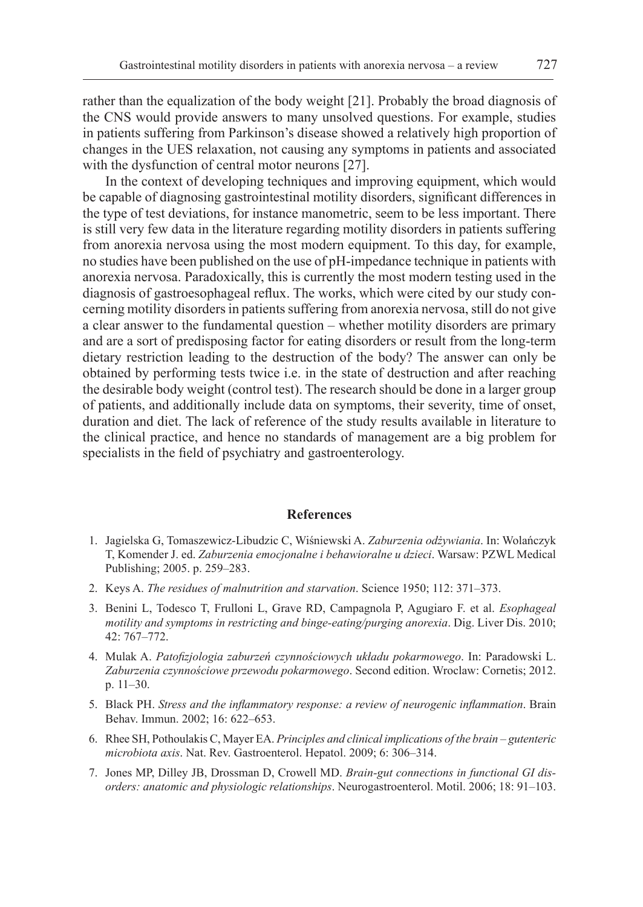rather than the equalization of the body weight [21]. Probably the broad diagnosis of the CNS would provide answers to many unsolved questions. For example, studies in patients suffering from Parkinson's disease showed a relatively high proportion of changes in the UES relaxation, not causing any symptoms in patients and associated with the dysfunction of central motor neurons [27].

In the context of developing techniques and improving equipment, which would be capable of diagnosing gastrointestinal motility disorders, significant differences in the type of test deviations, for instance manometric, seem to be less important. There is still very few data in the literature regarding motility disorders in patients suffering from anorexia nervosa using the most modern equipment. To this day, for example, no studies have been published on the use of pH-impedance technique in patients with anorexia nervosa. Paradoxically, this is currently the most modern testing used in the diagnosis of gastroesophageal reflux. The works, which were cited by our study concerning motility disorders in patients suffering from anorexia nervosa, still do not give a clear answer to the fundamental question – whether motility disorders are primary and are a sort of predisposing factor for eating disorders or result from the long-term dietary restriction leading to the destruction of the body? The answer can only be obtained by performing tests twice i.e. in the state of destruction and after reaching the desirable body weight (control test). The research should be done in a larger group of patients, and additionally include data on symptoms, their severity, time of onset, duration and diet. The lack of reference of the study results available in literature to the clinical practice, and hence no standards of management are a big problem for specialists in the field of psychiatry and gastroenterology.

## References

1. Jagielska G, Tomaszewicz-Libudzic C, Wiśniewski A. *Zaburzenia odżywiania*. In: Wolańczyk T, Komender J. ed. *Zaburzenia emocjonalne i behawioralne u dzieci*. Warsaw: PZWL Medical Publishing; 2005. p. 259–283.
2. Keys A. *The residues of malnutrition and starvation*. Science 1950; 112: 371–373.
3. Benini L, Todesco T, Frulloni L, Grave RD, Campagnola P, Agugiaro F. et al. *Esophageal motility and symptoms in restricting and binge-eating/purging anorexia*. Dig. Liver Dis. 2010; 42: 767–772.
4. Mulak A. *Patofizjologia zaburzeń czynnościowych układu pokarmowego*. In: Paradowski L. *Zaburzenia czynnościowe przewodu pokarmowego*. Second edition. Wroclaw: Cornetis; 2012. p. 11–30.
5. Black PH. *Stress and the inflammatory response: a review of neurogenic inflammation*. Brain Behav. Immun. 2002; 16: 622–653.
6. Rhee SH, Pothoulakis C, Mayer EA. *Principles and clinical implications of the brain – gutenteric microbiota axis*. Nat. Rev. Gastroenterol. Hepatol. 2009; 6: 306–314.
7. Jones MP, Dilley JB, Drossman D, Crowell MD. *Brain-gut connections in functional GI disorders: anatomic and physiologic relationships*. Neurogastroenterol. Motil. 2006; 18: 91–103.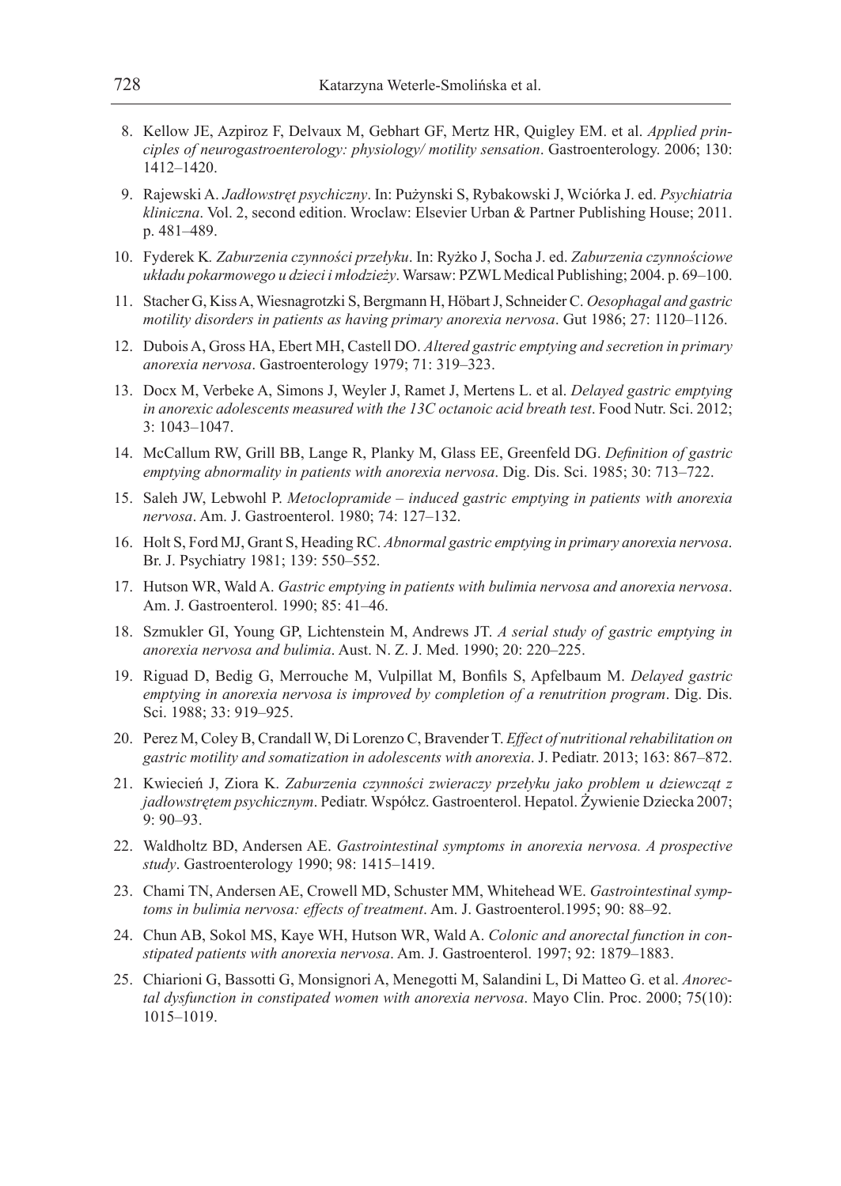8. Kellow JE, Azpiroz F, Delvaux M, Gebhart GF, Mertz HR, Quigley EM. et al. *Applied principles of neurogastroenterology: physiology/ motility sensation*. Gastroenterology. 2006; 130: 1412–1420.
9. Rajewski A. *Jadłowstręt psychiczny*. In: Pużynski S, Rybakowski J, Wciórka J. ed. *Psychiatria kliniczna*. Vol. 2, second edition. Wroclaw: Elsevier Urban & Partner Publishing House; 2011. p. 481–489.
10. Fyderek K. *Zaburzenia czynności przełyku*. In: Ryżko J, Socha J. ed. *Zaburzenia czynnościowe układu pokarmowego u dzieci i młodzieży*. Warsaw: PZWL Medical Publishing; 2004. p. 69–100.
11. Stacher G, Kiss A, Wiesnagrotzki S, Bergmann H, Höbart J, Schneider C. *Oesophagal and gastric motility disorders in patients as having primary anorexia nervosa*. Gut 1986; 27: 1120–1126.
12. Dubois A, Gross HA, Ebert MH, Castell DO. *Altered gastric emptying and secretion in primary anorexia nervosa*. Gastroenterology 1979; 71: 319–323.
13. Docx M, Verbeke A, Simons J, Weyler J, Ramet J, Mertens L. et al. *Delayed gastric emptying in anorexic adolescents measured with the 13C octanoic acid breath test*. Food Nutr. Sci. 2012; 3: 1043–1047.
14. McCallum RW, Grill BB, Lange R, Planky M, Glass EE, Greenfeld DG. *Definition of gastric emptying abnormality in patients with anorexia nervosa*. Dig. Dis. Sci. 1985; 30: 713–722.
15. Saleh JW, Lebwohl P. *Metoclopramide – induced gastric emptying in patients with anorexia nervosa*. Am. J. Gastroenterol. 1980; 74: 127–132.
16. Holt S, Ford MJ, Grant S, Heading RC. *Abnormal gastric emptying in primary anorexia nervosa*. Br. J. Psychiatry 1981; 139: 550–552.
17. Hutson WR, Wald A. *Gastric emptying in patients with bulimia nervosa and anorexia nervosa*. Am. J. Gastroenterol. 1990; 85: 41–46.
18. Szmukler GI, Young GP, Lichtenstein M, Andrews JT. *A serial study of gastric emptying in anorexia nervosa and bulimia*. Aust. N. Z. J. Med. 1990; 20: 220–225.
19. Riguad D, Bedig G, Merrouche M, Vulpillat M, Bonfils S, Apfelbaum M. *Delayed gastric emptying in anorexia nervosa is improved by completion of a renutrition program*. Dig. Dis. Sci. 1988; 33: 919–925.
20. Perez M, Coley B, Crandall W, Di Lorenzo C, Bravender T. *Effect of nutritional rehabilitation on gastric motility and somatization in adolescents with anorexia*. J. Pediatr. 2013; 163: 867–872.
21. Kwiecień J, Ziora K. *Zaburzenia czynności zwieraczy przełyku jako problem u dziewcząt z jadłowstrętem psychicznym*. Pediatr. Współcz. Gastroenterol. Hepatol. Żywienie Dziecka 2007; 9: 90–93.
22. Waldholtz BD, Andersen AE. *Gastrointestinal symptoms in anorexia nervosa. A prospective study*. Gastroenterology 1990; 98: 1415–1419.
23. Chami TN, Andersen AE, Crowell MD, Schuster MM, Whitehead WE. *Gastrointestinal symptoms in bulimia nervosa: effects of treatment*. Am. J. Gastroenterol.1995; 90: 88–92.
24. Chun AB, Sokol MS, Kaye WH, Hutson WR, Wald A. *Colonic and anorectal function in constipated patients with anorexia nervosa*. Am. J. Gastroenterol. 1997; 92: 1879–1883.
25. Chiarioni G, Bassotti G, Monsignori A, Menegotti M, Salandini L, Di Matteo G. et al. *Anorectal dysfunction in constipated women with anorexia nervosa*. Mayo Clin. Proc. 2000; 75(10): 1015–1019.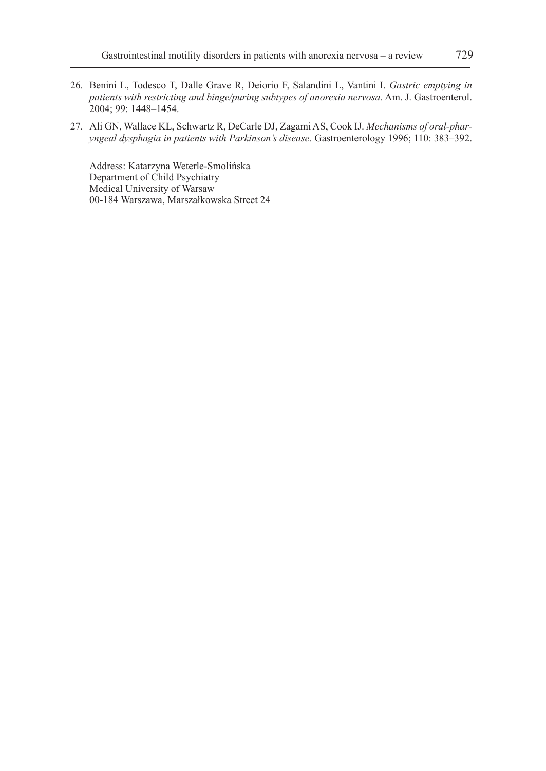26. Benini L, Todesco T, Dalle Grave R, Deiorio F, Salandini L, Vantini I. *Gastric emptying in patients with restricting and binge/puring subtypes of anorexia nervosa*. Am. J. Gastroenterol. 2004; 99: 1448–1454.

27. Ali GN, Wallace KL, Schwartz R, DeCarle DJ, Zagami AS, Cook IJ. *Mechanisms of oral-pharyngeal dysphagia in patients with Parkinson's disease*. Gastroenterology 1996; 110: 383–392.

Address: Katarzyna Weterle-Smolińska
Department of Child Psychiatry
Medical University of Warsaw
00-184 Warszawa, Marszałkowska Street 24